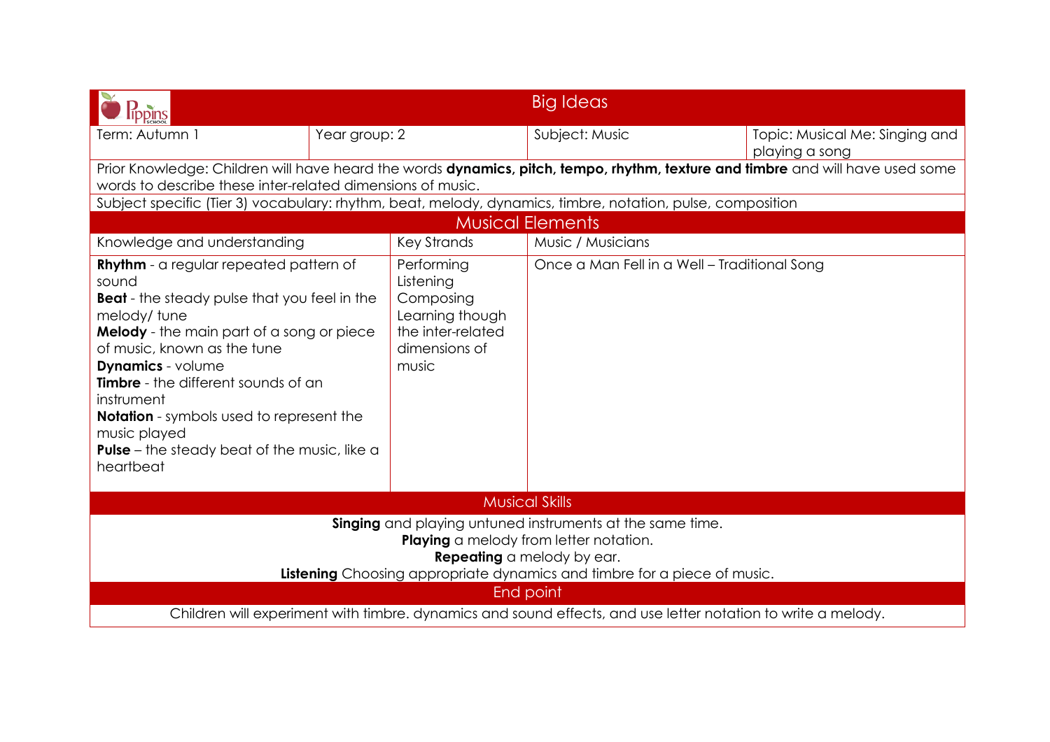# Big Ideas

| Term: Autumn 1 | Year group: 2 | Subject: Music | Topic: Musical Me: Singing and playing a song |
|---|---|---|---|

Prior Knowledge: Children will have heard the words **dynamics, pitch, tempo, rhythm, texture and timbre** and will have used some words to describe these inter-related dimensions of music.

Subject specific (Tier 3) vocabulary: rhythm, beat, melody, dynamics, timbre, notation, pulse, composition

## Musical Elements

| Knowledge and understanding | Key Strands | Music / Musicians |
|---|---|---|
| **Rhythm** - a regular repeated pattern of sound<br>**Beat** - the steady pulse that you feel in the melody/ tune<br>**Melody** - the main part of a song or piece of music, known as the tune<br>**Dynamics** - volume<br>**Timbre** - the different sounds of an instrument<br>**Notation** - symbols used to represent the music played<br>**Pulse** – the steady beat of the music, like a heartbeat | Performing<br>Listening<br>Composing<br>Learning though the inter-related dimensions of music | Once a Man Fell in a Well – Traditional Song |

## Musical Skills

**Singing** and playing untuned instruments at the same time.
**Playing** a melody from letter notation.
**Repeating** a melody by ear.
**Listening** Choosing appropriate dynamics and timbre for a piece of music.

## End point

Children will experiment with timbre. dynamics and sound effects, and use letter notation to write a melody.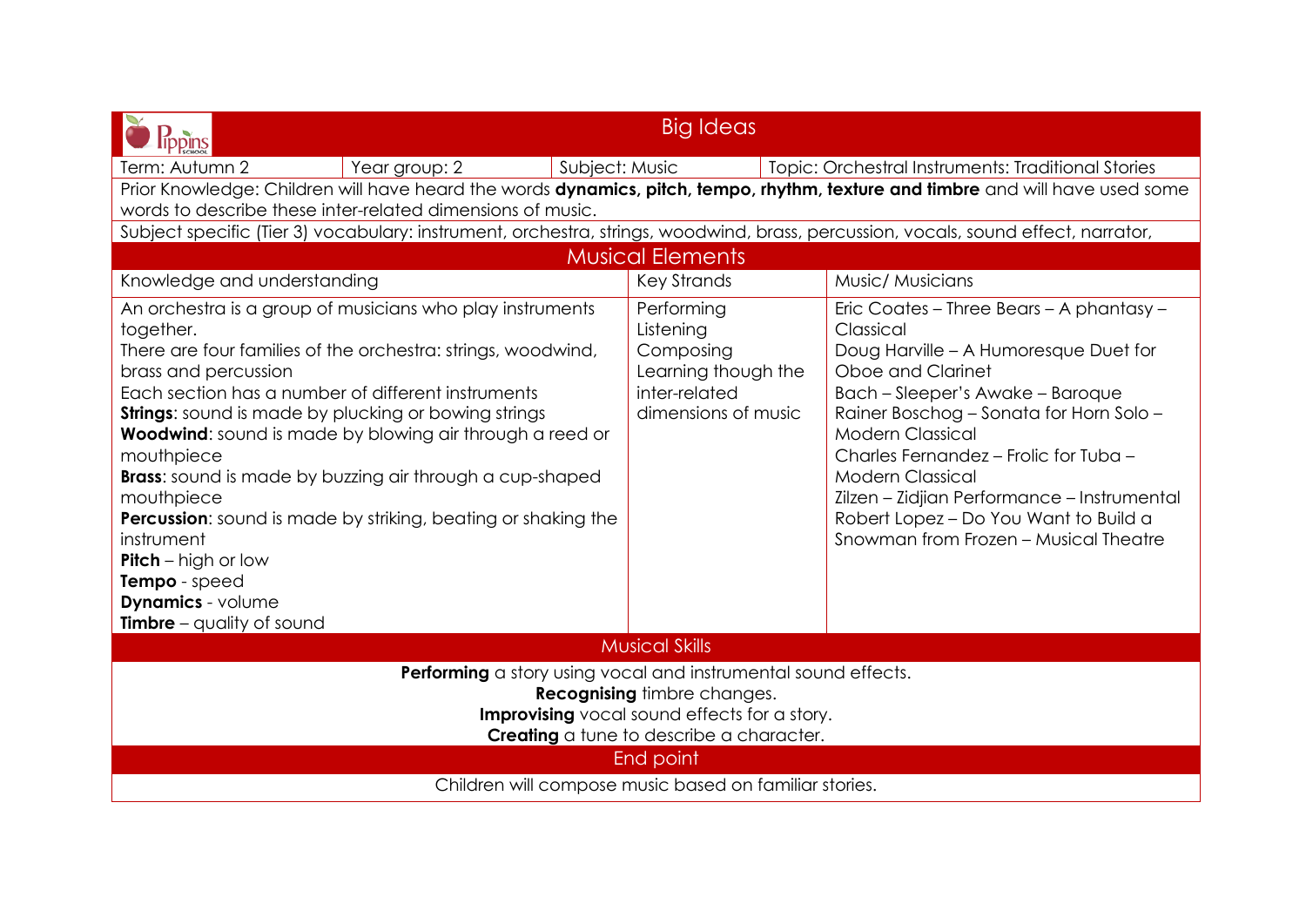# Big Ideas

| Term: Autumn 2 | Year group: 2 | Subject: Music | Topic: Orchestral Instruments: Traditional Stories |
|---|---|---|---|

Prior Knowledge: Children will have heard the words **dynamics, pitch, tempo, rhythm, texture and timbre** and will have used some words to describe these inter-related dimensions of music.

Subject specific (Tier 3) vocabulary: instrument, orchestra, strings, woodwind, brass, percussion, vocals, sound effect, narrator,

## Musical Elements

| Knowledge and understanding | Key Strands | Music/ Musicians |
|---|---|---|
| An orchestra is a group of musicians who play instruments together.<br>There are four families of the orchestra: strings, woodwind, brass and percussion<br>Each section has a number of different instruments<br>**Strings**: sound is made by plucking or bowing strings<br>**Woodwind**: sound is made by blowing air through a reed or mouthpiece<br>**Brass**: sound is made by buzzing air through a cup-shaped mouthpiece<br>**Percussion**: sound is made by striking, beating or shaking the instrument<br>**Pitch** – high or low<br>**Tempo** - speed<br>**Dynamics** - volume<br>**Timbre** – quality of sound | Performing<br>Listening<br>Composing<br>Learning though the inter-related dimensions of music | Eric Coates – Three Bears – A phantasy – Classical<br>Doug Harville – A Humoresque Duet for Oboe and Clarinet<br>Bach – Sleeper's Awake – Baroque<br>Rainer Boschog – Sonata for Horn Solo – Modern Classical<br>Charles Fernandez – Frolic for Tuba – Modern Classical<br>Zilzen – Zidjian Performance – Instrumental<br>Robert Lopez – Do You Want to Build a Snowman from Frozen – Musical Theatre |

## Musical Skills

**Performing** a story using vocal and instrumental sound effects.
**Recognising** timbre changes.
**Improvising** vocal sound effects for a story.
**Creating** a tune to describe a character.

## End point

Children will compose music based on familiar stories.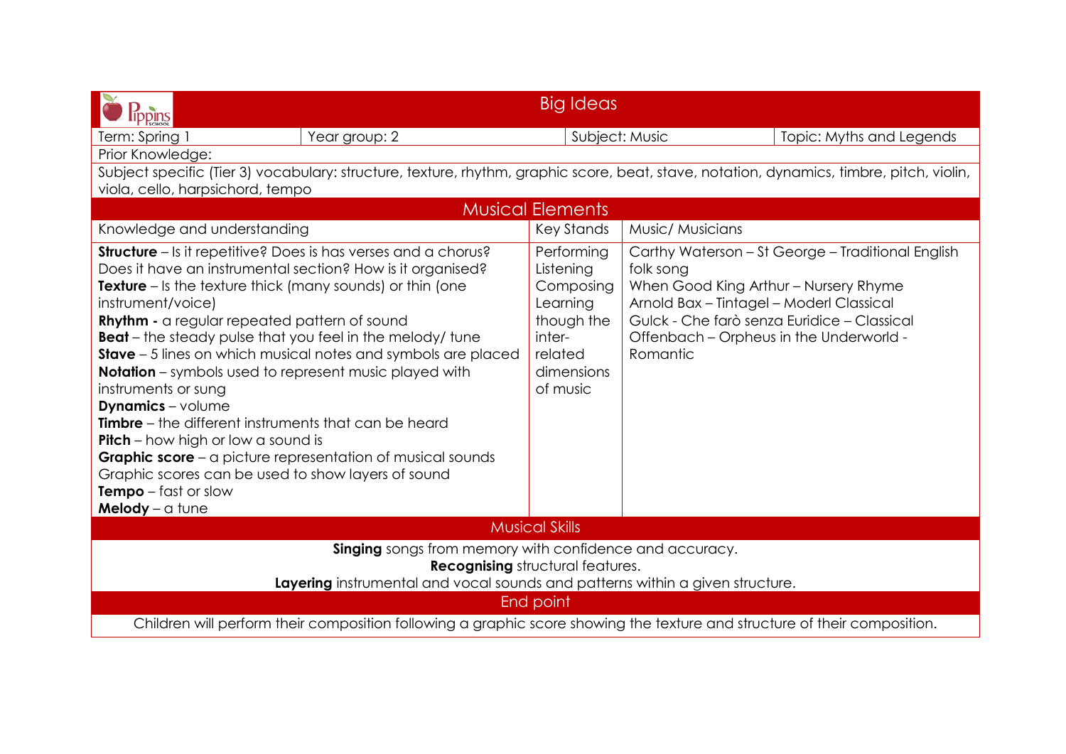## Big Ideas

| Term: Spring 1 | Year group: 2 | Subject: Music | Topic: Myths and Legends |
|---|---|---|---|

Prior Knowledge:

Subject specific (Tier 3) vocabulary: structure, texture, rhythm, graphic score, beat, stave, notation, dynamics, timbre, pitch, violin, viola, cello, harpsichord, tempo

## Musical Elements

| Knowledge and understanding | Key Stands | Music/ Musicians |
|---|---|---|
| **Structure** – Is it repetitive? Does is has verses and a chorus? Does it have an instrumental section? How is it organised?<br>**Texture** – Is the texture thick (many sounds) or thin (one instrument/voice)<br>**Rhythm -** a regular repeated pattern of sound<br>**Beat** – the steady pulse that you feel in the melody/ tune<br>**Stave** – 5 lines on which musical notes and symbols are placed<br>**Notation** – symbols used to represent music played with instruments or sung<br>**Dynamics** – volume<br>**Timbre** – the different instruments that can be heard<br>**Pitch** – how high or low a sound is<br>**Graphic score** – a picture representation of musical sounds<br>Graphic scores can be used to show layers of sound<br>**Tempo** – fast or slow<br>**Melody** – a tune | Performing<br>Listening<br>Composing<br>Learning though the inter-related dimensions of music | Carthy Waterson – St George – Traditional English folk song<br>When Good King Arthur – Nursery Rhyme<br>Arnold Bax – Tintagel – Moderl Classical<br>Gulck - Che farò senza Euridice – Classical<br>Offenbach – Orpheus in the Underworld - Romantic |

## Musical Skills

**Singing** songs from memory with confidence and accuracy.
**Recognising** structural features.
**Layering** instrumental and vocal sounds and patterns within a given structure.

## End point

Children will perform their composition following a graphic score showing the texture and structure of their composition.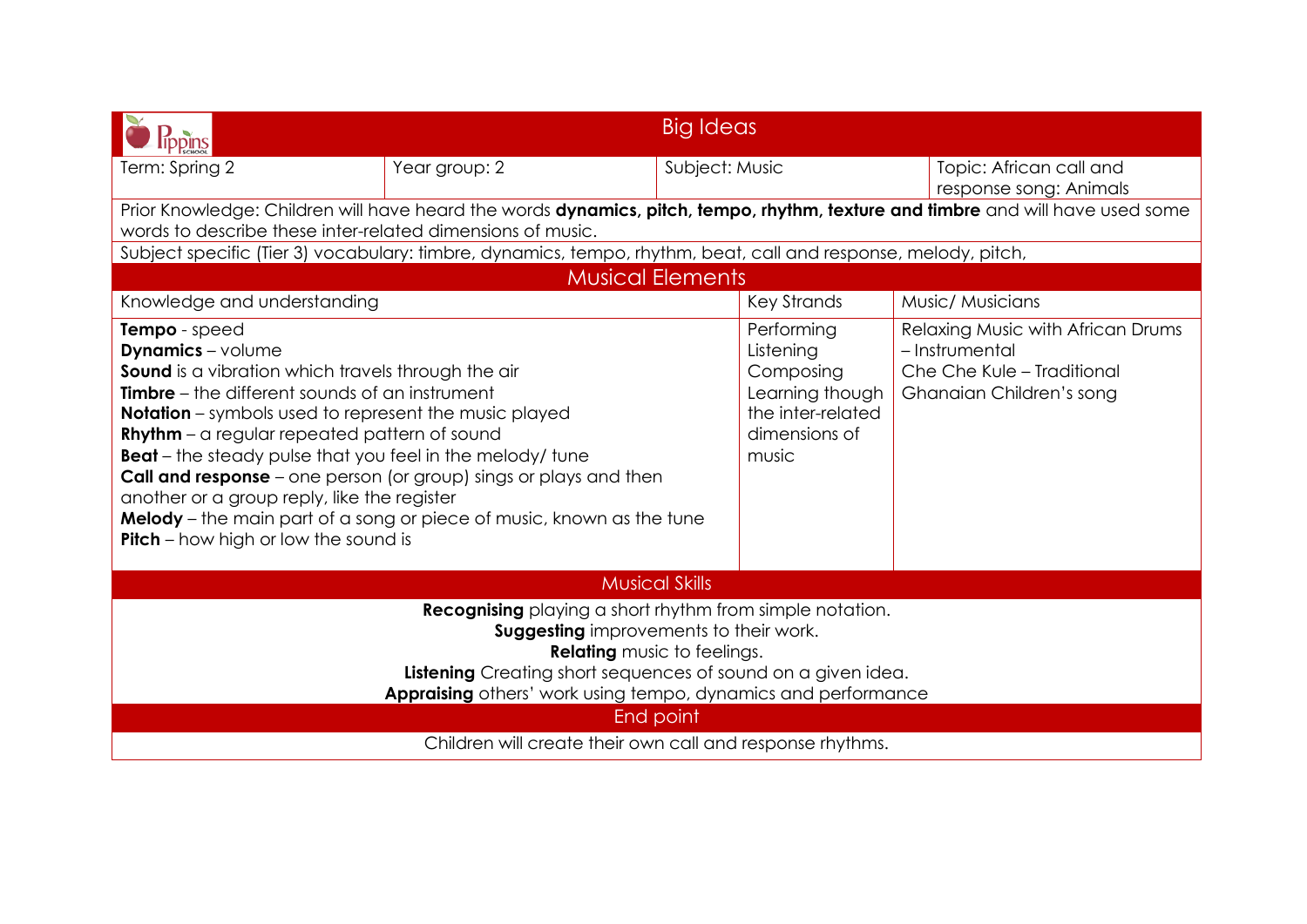# Big Ideas

| Term: Spring 2 | Year group: 2 | Subject: Music | Topic: African call and response song: Animals |
|---|---|---|---|

Prior Knowledge: Children will have heard the words **dynamics, pitch, tempo, rhythm, texture and timbre** and will have used some words to describe these inter-related dimensions of music.

Subject specific (Tier 3) vocabulary: timbre, dynamics, tempo, rhythm, beat, call and response, melody, pitch,

## Musical Elements

| Knowledge and understanding | Key Strands | Music/ Musicians |
|---|---|---|
| **Tempo** - speed<br>**Dynamics** – volume<br>**Sound** is a vibration which travels through the air<br>**Timbre** – the different sounds of an instrument<br>**Notation** – symbols used to represent the music played<br>**Rhythm** – a regular repeated pattern of sound<br>**Beat** – the steady pulse that you feel in the melody/ tune<br>**Call and response** – one person (or group) sings or plays and then another or a group reply, like the register<br>**Melody** – the main part of a song or piece of music, known as the tune<br>**Pitch** – how high or low the sound is | Performing<br>Listening<br>Composing<br>Learning though the inter-related dimensions of music | Relaxing Music with African Drums – Instrumental<br>Che Che Kule – Traditional Ghanaian Children's song |

## Musical Skills

**Recognising** playing a short rhythm from simple notation.
**Suggesting** improvements to their work.
**Relating** music to feelings.
**Listening** Creating short sequences of sound on a given idea.
**Appraising** others' work using tempo, dynamics and performance

## End point

Children will create their own call and response rhythms.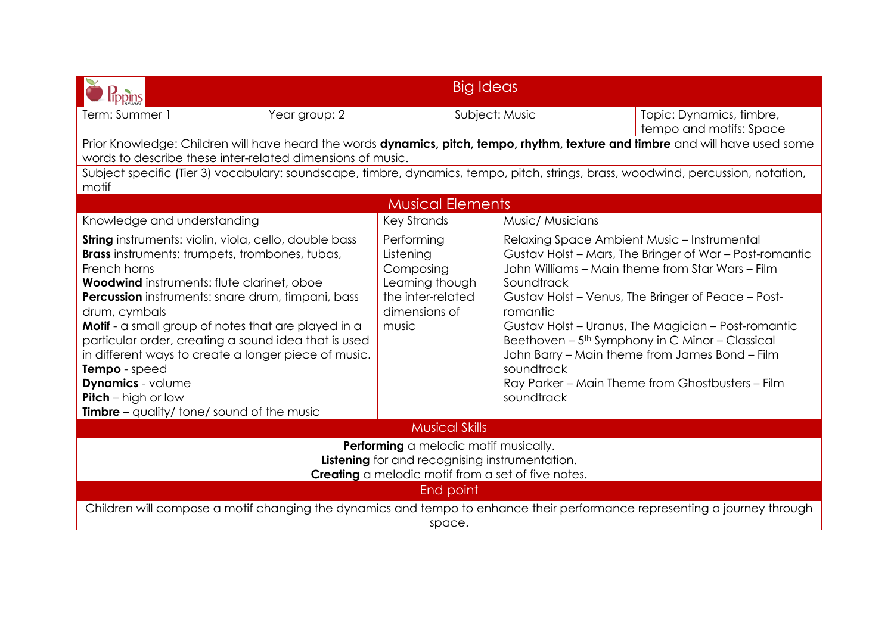## Big Ideas

| Term: Summer 1 | Year group: 2 | Subject: Music | Topic: Dynamics, timbre, tempo and motifs: Space |
|---|---|---|---|

Prior Knowledge: Children will have heard the words **dynamics, pitch, tempo, rhythm, texture and timbre** and will have used some words to describe these inter-related dimensions of music.

Subject specific (Tier 3) vocabulary: soundscape, timbre, dynamics, tempo, pitch, strings, brass, woodwind, percussion, notation, motif

## Musical Elements

| Knowledge and understanding | Key Strands | Music/ Musicians |
|---|---|---|
| **String** instruments: violin, viola, cello, double bass<br>**Brass** instruments: trumpets, trombones, tubas, French horns<br>**Woodwind** instruments: flute clarinet, oboe<br>**Percussion** instruments: snare drum, timpani, bass drum, cymbals<br>**Motif** - a small group of notes that are played in a particular order, creating a sound idea that is used in different ways to create a longer piece of music.<br>**Tempo** - speed<br>**Dynamics** - volume<br>**Pitch** – high or low<br>**Timbre** – quality/ tone/ sound of the music | Performing<br>Listening<br>Composing<br>Learning though the inter-related dimensions of music | Relaxing Space Ambient Music – Instrumental<br>Gustav Holst – Mars, The Bringer of War – Post-romantic<br>John Williams – Main theme from Star Wars – Film Soundtrack<br>Gustav Holst – Venus, The Bringer of Peace – Post-romantic<br>Gustav Holst – Uranus, The Magician – Post-romantic<br>Beethoven – 5th Symphony in C Minor – Classical<br>John Barry – Main theme from James Bond – Film soundtrack<br>Ray Parker – Main Theme from Ghostbusters – Film soundtrack |

## Musical Skills

**Performing** a melodic motif musically.
**Listening** for and recognising instrumentation.
**Creating** a melodic motif from a set of five notes.

## End point

Children will compose a motif changing the dynamics and tempo to enhance their performance representing a journey through space.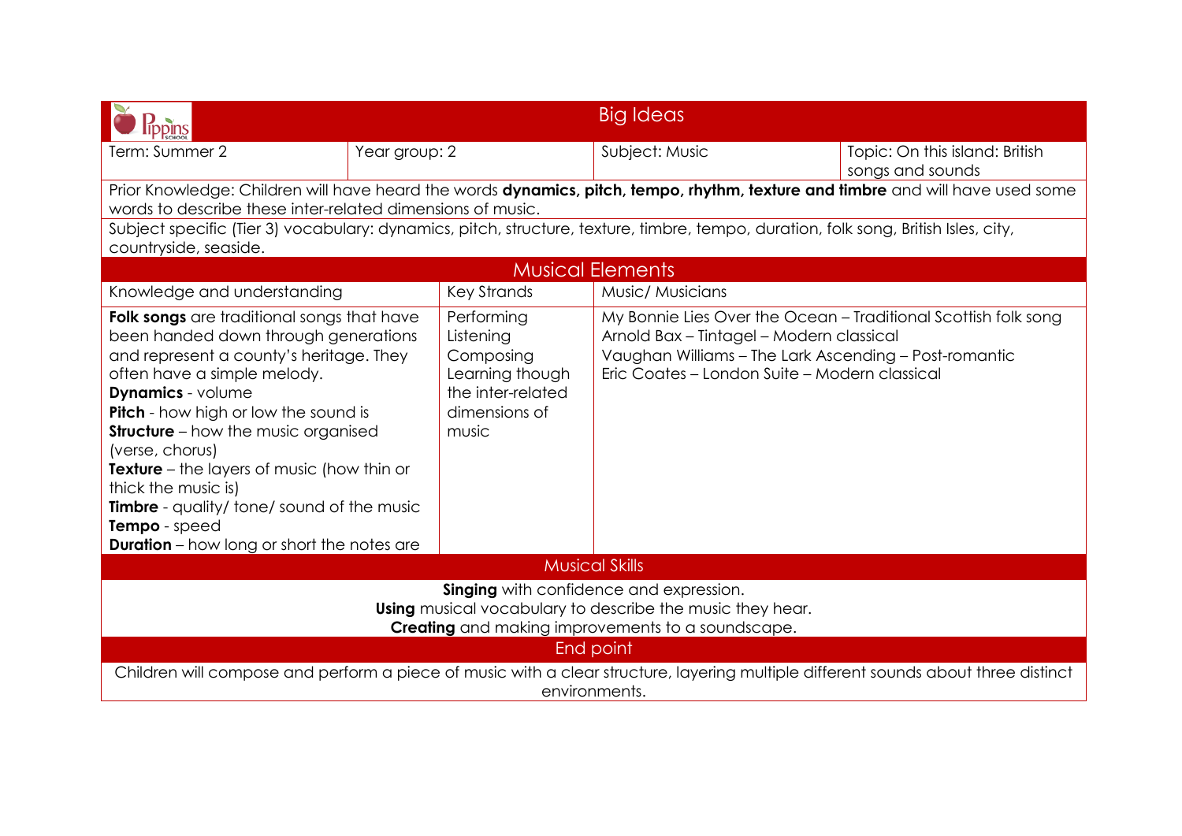| Pippins School | | Big Ideas | |
|---|---|---|---|
| Term: Summer 2 | Year group: 2 | Subject: Music | Topic: On this island: British songs and sounds |

Prior Knowledge: Children will have heard the words **dynamics, pitch, tempo, rhythm, texture and timbre** and will have used some words to describe these inter-related dimensions of music.

Subject specific (Tier 3) vocabulary: dynamics, pitch, structure, texture, timbre, tempo, duration, folk song, British Isles, city, countryside, seaside.

## Musical Elements

| Knowledge and understanding | Key Strands | Music/ Musicians |
|---|---|---|
| **Folk songs** are traditional songs that have been handed down through generations and represent a county's heritage. They often have a simple melody.<br>**Dynamics** - volume<br>**Pitch** - how high or low the sound is<br>**Structure** – how the music organised (verse, chorus)<br>**Texture** – the layers of music (how thin or thick the music is)<br>**Timbre** - quality/ tone/ sound of the music<br>**Tempo** - speed<br>**Duration** – how long or short the notes are | Performing<br>Listening<br>Composing<br>Learning though the inter-related dimensions of music | My Bonnie Lies Over the Ocean – Traditional Scottish folk song<br>Arnold Bax – Tintagel – Modern classical<br>Vaughan Williams – The Lark Ascending – Post-romantic<br>Eric Coates – London Suite – Modern classical |

## Musical Skills

**Singing** with confidence and expression.
**Using** musical vocabulary to describe the music they hear.
**Creating** and making improvements to a soundscape.

## End point

Children will compose and perform a piece of music with a clear structure, layering multiple different sounds about three distinct environments.